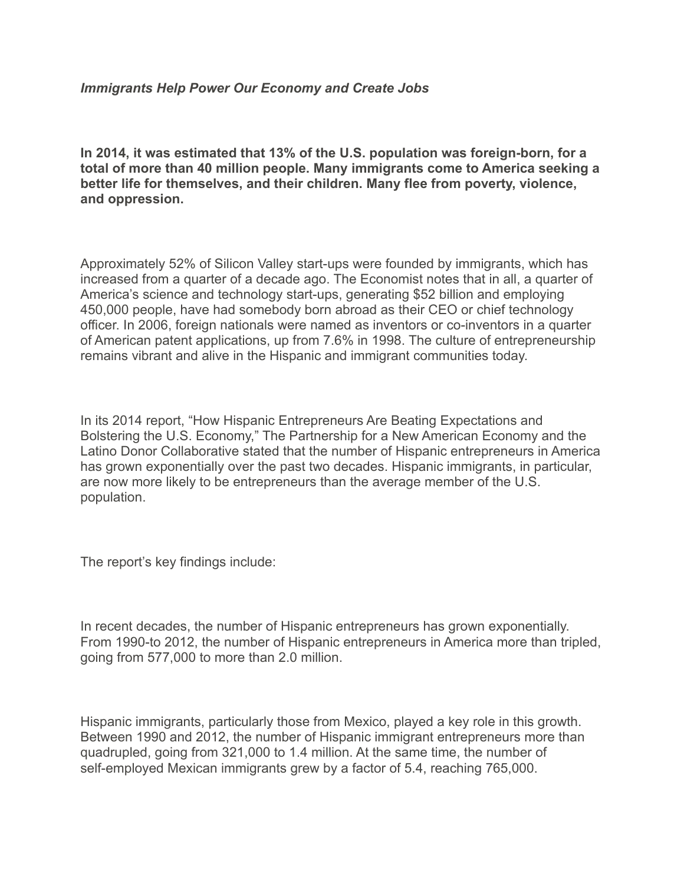***Immigrants Help Power Our Economy and Create Jobs***

**In 2014, it was estimated that 13% of the U.S. population was foreign-born, for a total of more than 40 million people. Many immigrants come to America seeking a better life for themselves, and their children. Many flee from poverty, violence, and oppression.**

Approximately 52% of Silicon Valley start-ups were founded by immigrants, which has increased from a quarter of a decade ago. The Economist notes that in all, a quarter of America's science and technology start-ups, generating $52 billion and employing 450,000 people, have had somebody born abroad as their CEO or chief technology officer. In 2006, foreign nationals were named as inventors or co-inventors in a quarter of American patent applications, up from 7.6% in 1998. The culture of entrepreneurship remains vibrant and alive in the Hispanic and immigrant communities today.

In its 2014 report, "How Hispanic Entrepreneurs Are Beating Expectations and Bolstering the U.S. Economy," The Partnership for a New American Economy and the Latino Donor Collaborative stated that the number of Hispanic entrepreneurs in America has grown exponentially over the past two decades. Hispanic immigrants, in particular, are now more likely to be entrepreneurs than the average member of the U.S. population.

The report's key findings include:

In recent decades, the number of Hispanic entrepreneurs has grown exponentially. From 1990-to 2012, the number of Hispanic entrepreneurs in America more than tripled, going from 577,000 to more than 2.0 million.

Hispanic immigrants, particularly those from Mexico, played a key role in this growth. Between 1990 and 2012, the number of Hispanic immigrant entrepreneurs more than quadrupled, going from 321,000 to 1.4 million. At the same time, the number of self-employed Mexican immigrants grew by a factor of 5.4, reaching 765,000.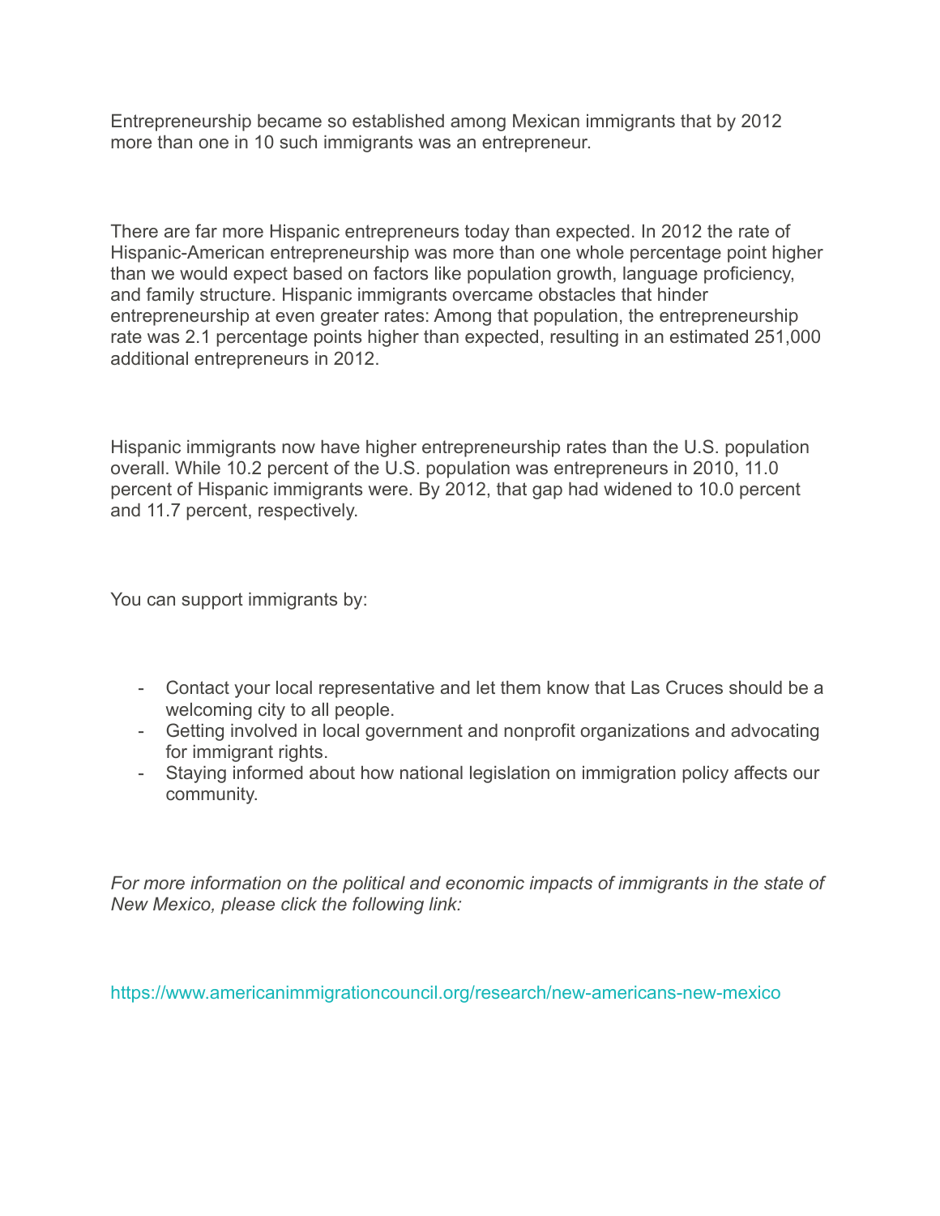Entrepreneurship became so established among Mexican immigrants that by 2012 more than one in 10 such immigrants was an entrepreneur.

There are far more Hispanic entrepreneurs today than expected. In 2012 the rate of Hispanic-American entrepreneurship was more than one whole percentage point higher than we would expect based on factors like population growth, language proficiency, and family structure. Hispanic immigrants overcame obstacles that hinder entrepreneurship at even greater rates: Among that population, the entrepreneurship rate was 2.1 percentage points higher than expected, resulting in an estimated 251,000 additional entrepreneurs in 2012.

Hispanic immigrants now have higher entrepreneurship rates than the U.S. population overall. While 10.2 percent of the U.S. population was entrepreneurs in 2010, 11.0 percent of Hispanic immigrants were. By 2012, that gap had widened to 10.0 percent and 11.7 percent, respectively.

You can support immigrants by:

- Contact your local representative and let them know that Las Cruces should be a welcoming city to all people.
- Getting involved in local government and nonprofit organizations and advocating for immigrant rights.
- Staying informed about how national legislation on immigration policy affects our community.

*For more information on the political and economic impacts of immigrants in the state of New Mexico, please click the following link:*

https://www.americanimmigrationcouncil.org/research/new-americans-new-mexico